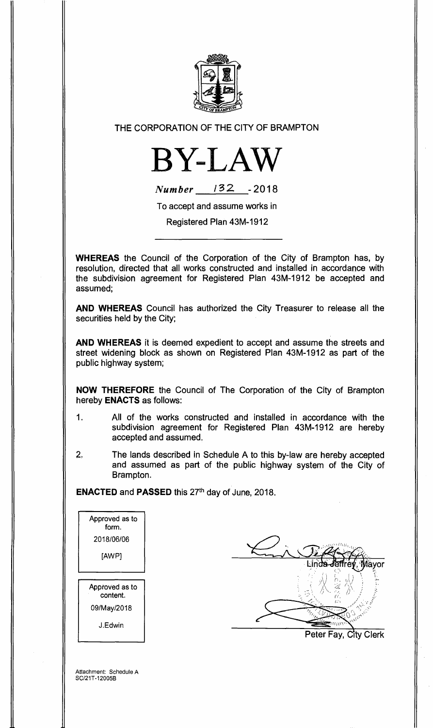THE CORPORATION OF THE CITY OF BRAMPTON

# BY-LAW

*Number* 132 - 2018

To accept and assume works in

Registered Plan 43M-1912

**WHEREAS** the Council of the Corporation of the City of Brampton has, by resolution, directed that all works constructed and installed in accordance with the subdivision agreement for Registered Plan 43M-1912 be accepted and assumed;

**AND WHEREAS** Council has authorized the City Treasurer to release all the securities held by the City;

**AND WHEREAS** it is deemed expedient to accept and assume the streets and street widening block as shown on Registered Plan 43M-1912 as part of the public highway system;

**NOW THEREFORE** the Council of The Corporation of the City of Brampton hereby **ENACTS** as follows:

1. All of the works constructed and installed in accordance with the subdivision agreement for Registered Plan 43M-1912 are hereby accepted and assumed.

2. The lands described in Schedule A to this by-law are hereby accepted and assumed as part of the public highway system of the City of Brampton.

**ENACTED** and **PASSED** this 27th day of June, 2018.

Approved as to form.
2018/06/06
[AWP]

Approved as to content.
09/May/2018
J.Edwin

Linda Jeffrey, Mayor

Peter Fay, City Clerk

Attachment: Schedule A
SC/21T-12005B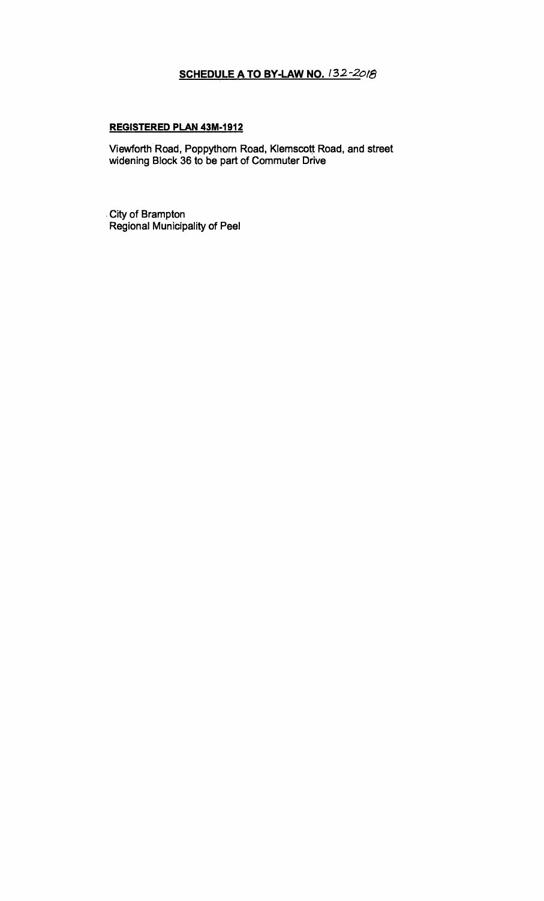# SCHEDULE A TO BY-LAW NO. 132-2018

**REGISTERED PLAN 43M-1912**

Viewforth Road, Poppythorn Road, Klemscott Road, and street widening Block 36 to be part of Commuter Drive

City of Brampton
Regional Municipality of Peel